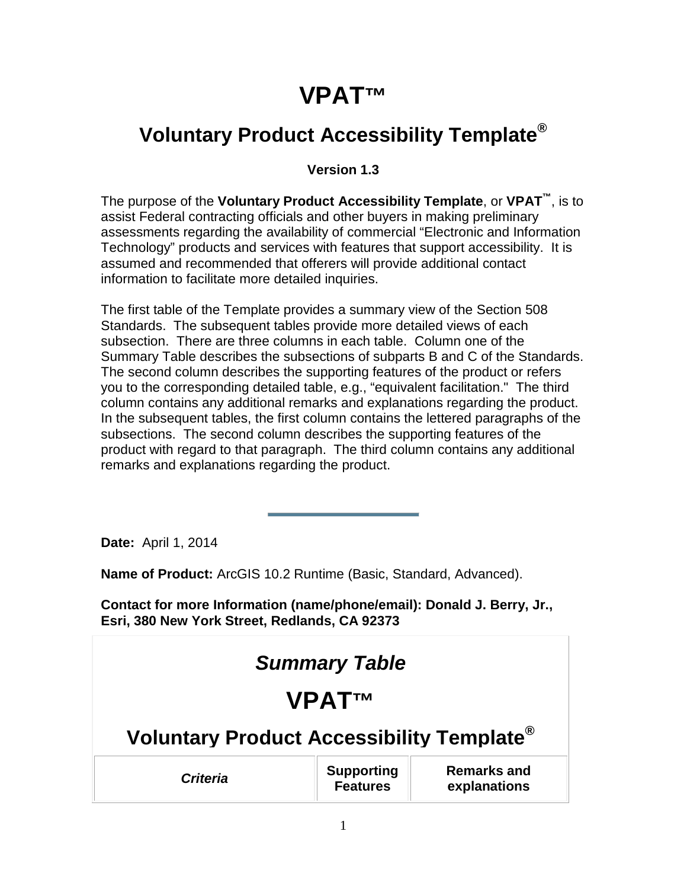# VPAT™

## Voluntary Product Accessibility Template®

**Version 1.3**

The purpose of the **Voluntary Product Accessibility Template**, or **VPAT™**, is to assist Federal contracting officials and other buyers in making preliminary assessments regarding the availability of commercial "Electronic and Information Technology" products and services with features that support accessibility. It is assumed and recommended that offerers will provide additional contact information to facilitate more detailed inquiries.

The first table of the Template provides a summary view of the Section 508 Standards. The subsequent tables provide more detailed views of each subsection. There are three columns in each table. Column one of the Summary Table describes the subsections of subparts B and C of the Standards. The second column describes the supporting features of the product or refers you to the corresponding detailed table, e.g., "equivalent facilitation." The third column contains any additional remarks and explanations regarding the product. In the subsequent tables, the first column contains the lettered paragraphs of the subsections. The second column describes the supporting features of the product with regard to that paragraph. The third column contains any additional remarks and explanations regarding the product.

---

**Date:** April 1, 2014

**Name of Product:** ArcGIS 10.2 Runtime (Basic, Standard, Advanced).

**Contact for more Information (name/phone/email): Donald J. Berry, Jr., Esri, 380 New York Street, Redlands, CA 92373**

## *Summary Table*

## VPAT™

## Voluntary Product Accessibility Template®

| ***Criteria*** | **Supporting Features** | **Remarks and explanations** |
|---|---|---|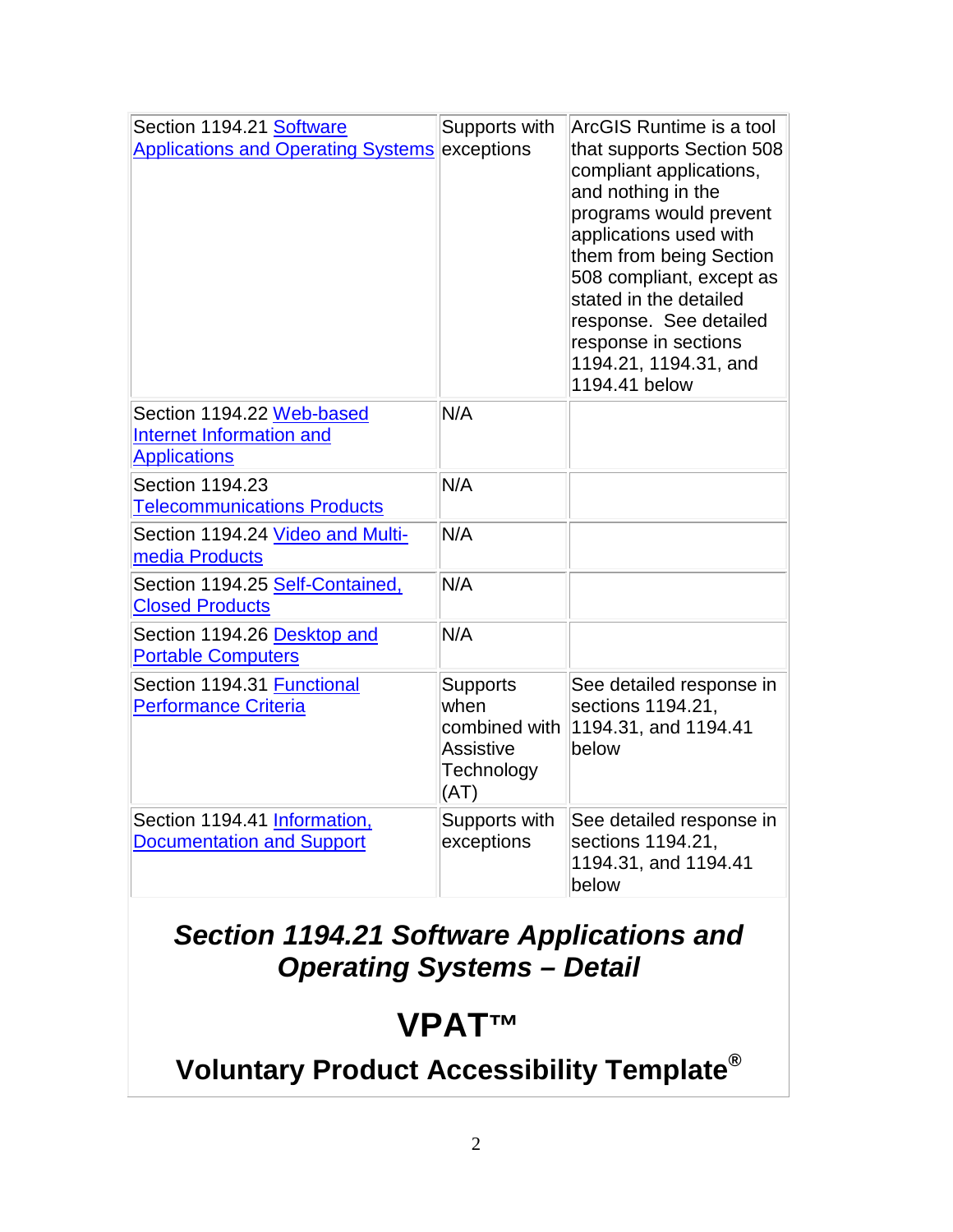| | | |
|---|---|---|
| Section 1194.21 Software Applications and Operating Systems | Supports with exceptions | ArcGIS Runtime is a tool that supports Section 508 compliant applications, and nothing in the programs would prevent applications used with them from being Section 508 compliant, except as stated in the detailed response. See detailed response in sections 1194.21, 1194.31, and 1194.41 below |
| Section 1194.22 Web-based Internet Information and Applications | N/A | |
| Section 1194.23 Telecommunications Products | N/A | |
| Section 1194.24 Video and Multi-media Products | N/A | |
| Section 1194.25 Self-Contained, Closed Products | N/A | |
| Section 1194.26 Desktop and Portable Computers | N/A | |
| Section 1194.31 Functional Performance Criteria | Supports when combined with Assistive Technology (AT) | See detailed response in sections 1194.21, 1194.31, and 1194.41 below |
| Section 1194.41 Information, Documentation and Support | Supports with exceptions | See detailed response in sections 1194.21, 1194.31, and 1194.41 below |

## *Section 1194.21 Software Applications and Operating Systems – Detail*

# VPAT™

## Voluntary Product Accessibility Template®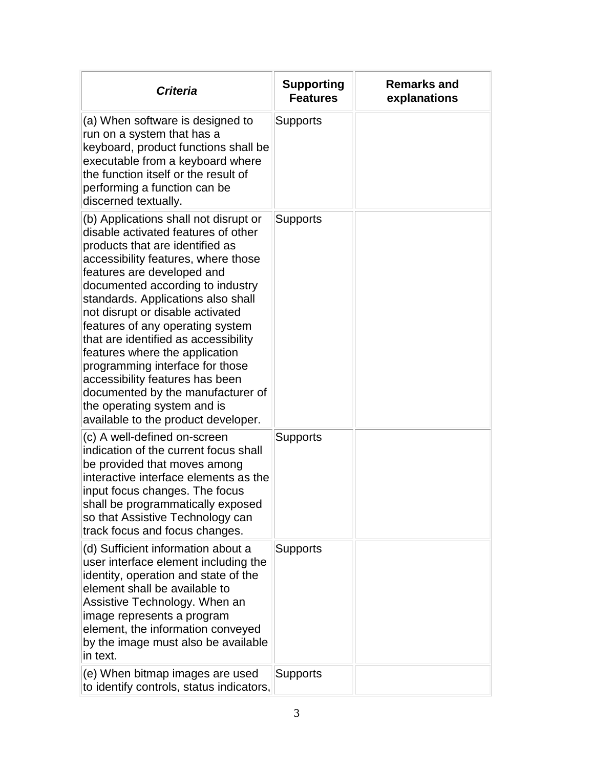| ***Criteria*** | **Supporting Features** | **Remarks and explanations** |
|---|---|---|
| (a) When software is designed to run on a system that has a keyboard, product functions shall be executable from a keyboard where the function itself or the result of performing a function can be discerned textually. | Supports | |
| (b) Applications shall not disrupt or disable activated features of other products that are identified as accessibility features, where those features are developed and documented according to industry standards. Applications also shall not disrupt or disable activated features of any operating system that are identified as accessibility features where the application programming interface for those accessibility features has been documented by the manufacturer of the operating system and is available to the product developer. | Supports | |
| (c) A well-defined on-screen indication of the current focus shall be provided that moves among interactive interface elements as the input focus changes. The focus shall be programmatically exposed so that Assistive Technology can track focus and focus changes. | Supports | |
| (d) Sufficient information about a user interface element including the identity, operation and state of the element shall be available to Assistive Technology. When an image represents a program element, the information conveyed by the image must also be available in text. | Supports | |
| (e) When bitmap images are used to identify controls, status indicators, | Supports | |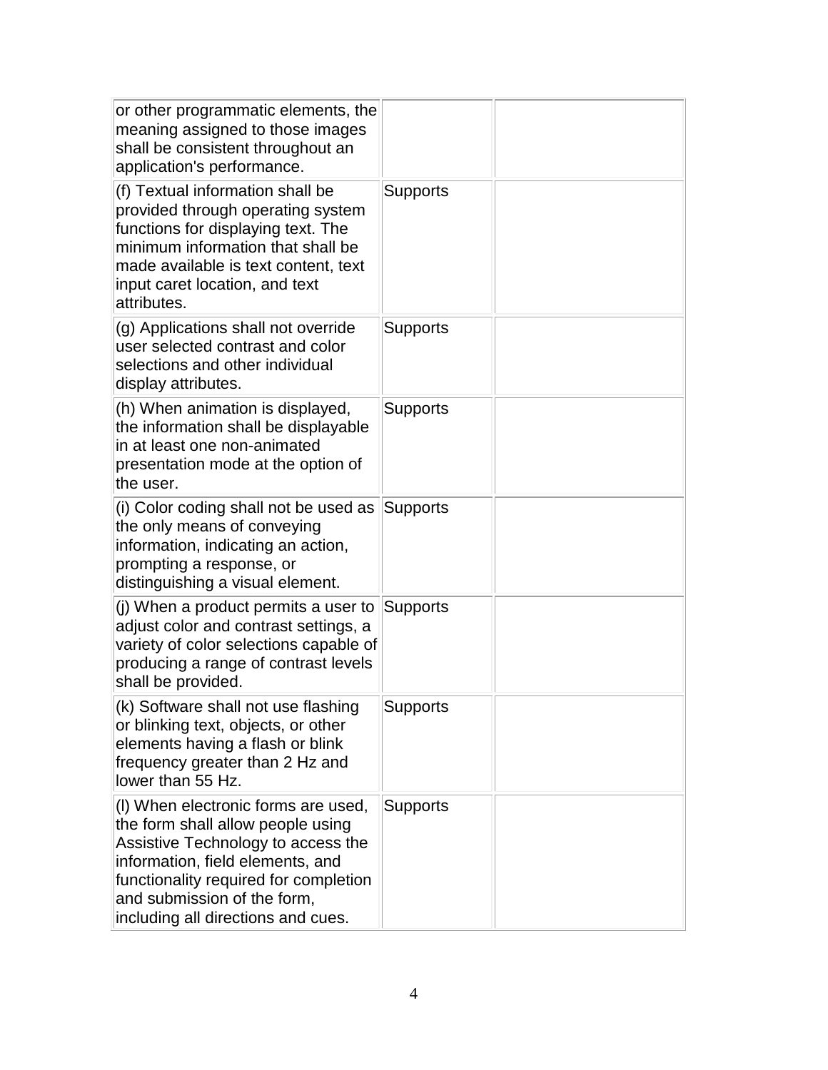| | | |
|---|---|---|
| or other programmatic elements, the meaning assigned to those images shall be consistent throughout an application's performance. | | |
| (f) Textual information shall be provided through operating system functions for displaying text. The minimum information that shall be made available is text content, text input caret location, and text attributes. | Supports | |
| (g) Applications shall not override user selected contrast and color selections and other individual display attributes. | Supports | |
| (h) When animation is displayed, the information shall be displayable in at least one non-animated presentation mode at the option of the user. | Supports | |
| (i) Color coding shall not be used as the only means of conveying information, indicating an action, prompting a response, or distinguishing a visual element. | Supports | |
| (j) When a product permits a user to adjust color and contrast settings, a variety of color selections capable of producing a range of contrast levels shall be provided. | Supports | |
| (k) Software shall not use flashing or blinking text, objects, or other elements having a flash or blink frequency greater than 2 Hz and lower than 55 Hz. | Supports | |
| (l) When electronic forms are used, the form shall allow people using Assistive Technology to access the information, field elements, and functionality required for completion and submission of the form, including all directions and cues. | Supports | |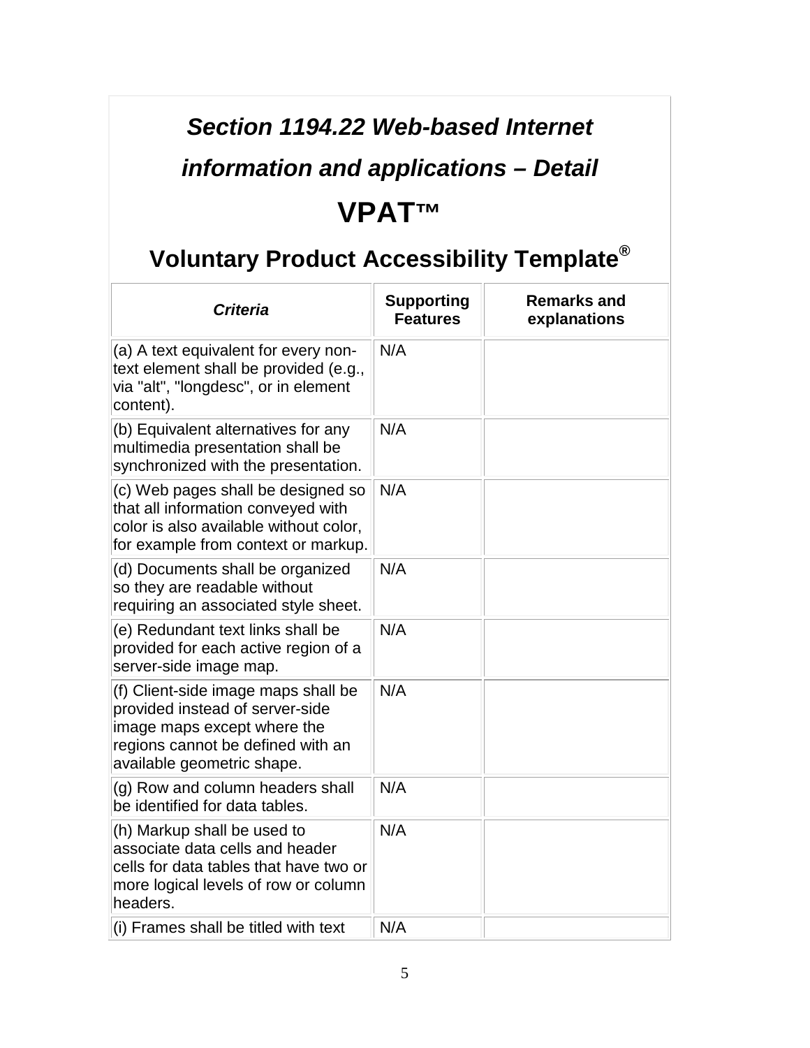## *Section 1194.22 Web-based Internet information and applications – Detail*

## VPAT™

## Voluntary Product Accessibility Template®

| *Criteria* | Supporting Features | Remarks and explanations |
|---|---|---|
| (a) A text equivalent for every non-text element shall be provided (e.g., via "alt", "longdesc", or in element content). | N/A | |
| (b) Equivalent alternatives for any multimedia presentation shall be synchronized with the presentation. | N/A | |
| (c) Web pages shall be designed so that all information conveyed with color is also available without color, for example from context or markup. | N/A | |
| (d) Documents shall be organized so they are readable without requiring an associated style sheet. | N/A | |
| (e) Redundant text links shall be provided for each active region of a server-side image map. | N/A | |
| (f) Client-side image maps shall be provided instead of server-side image maps except where the regions cannot be defined with an available geometric shape. | N/A | |
| (g) Row and column headers shall be identified for data tables. | N/A | |
| (h) Markup shall be used to associate data cells and header cells for data tables that have two or more logical levels of row or column headers. | N/A | |
| (i) Frames shall be titled with text | N/A | |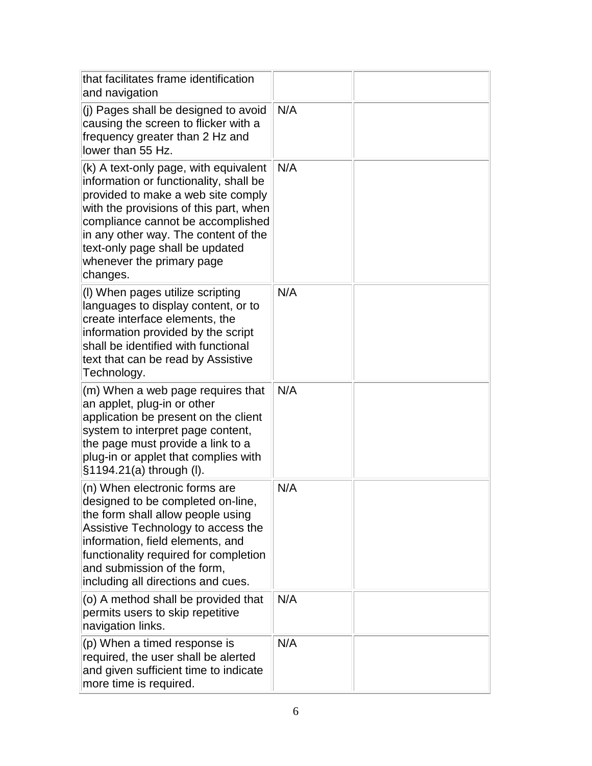| | | |
|---|---|---|
| that facilitates frame identification and navigation | | |
| (j) Pages shall be designed to avoid causing the screen to flicker with a frequency greater than 2 Hz and lower than 55 Hz. | N/A | |
| (k) A text-only page, with equivalent information or functionality, shall be provided to make a web site comply with the provisions of this part, when compliance cannot be accomplished in any other way. The content of the text-only page shall be updated whenever the primary page changes. | N/A | |
| (l) When pages utilize scripting languages to display content, or to create interface elements, the information provided by the script shall be identified with functional text that can be read by Assistive Technology. | N/A | |
| (m) When a web page requires that an applet, plug-in or other application be present on the client system to interpret page content, the page must provide a link to a plug-in or applet that complies with §1194.21(a) through (l). | N/A | |
| (n) When electronic forms are designed to be completed on-line, the form shall allow people using Assistive Technology to access the information, field elements, and functionality required for completion and submission of the form, including all directions and cues. | N/A | |
| (o) A method shall be provided that permits users to skip repetitive navigation links. | N/A | |
| (p) When a timed response is required, the user shall be alerted and given sufficient time to indicate more time is required. | N/A | |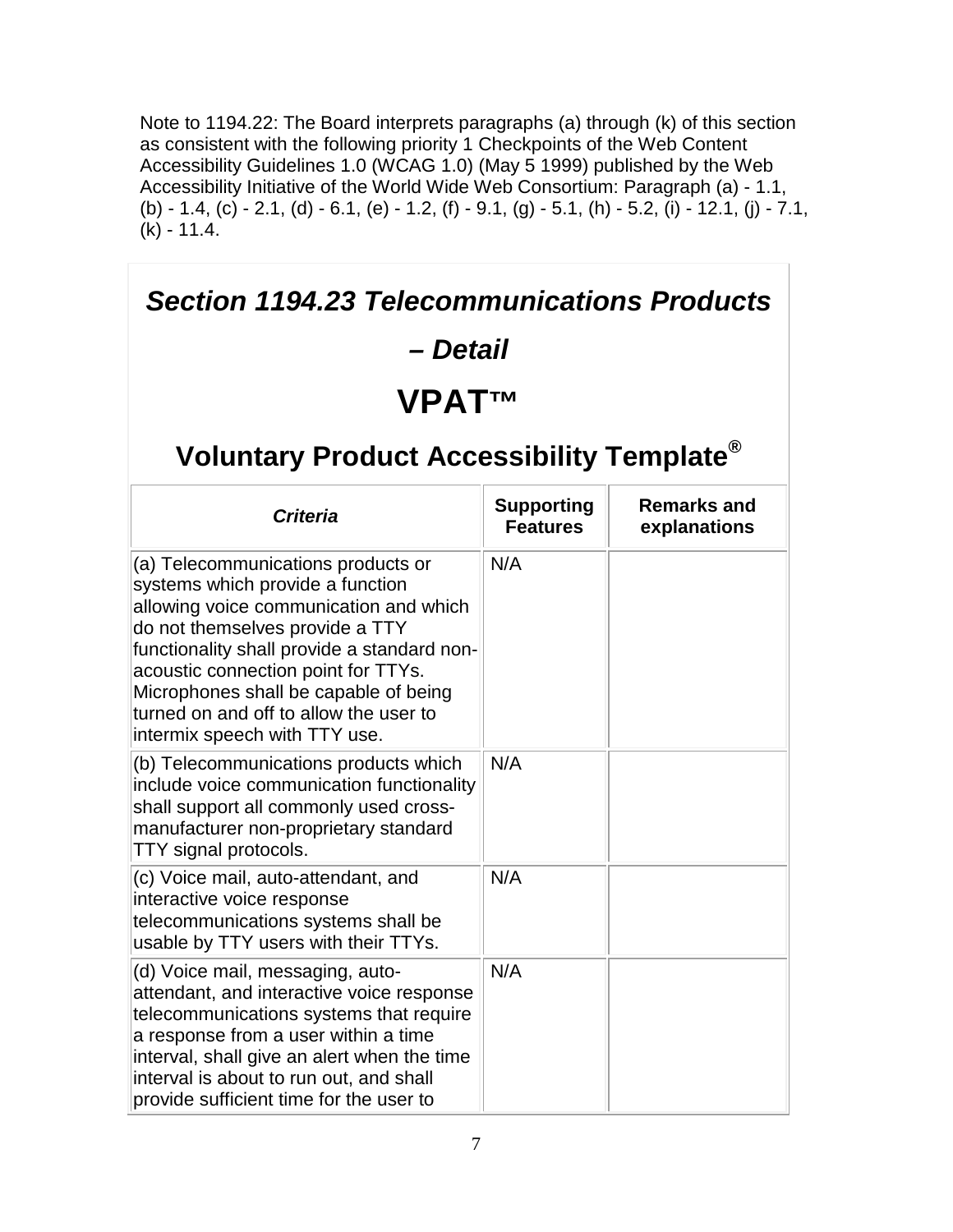Note to 1194.22: The Board interprets paragraphs (a) through (k) of this section as consistent with the following priority 1 Checkpoints of the Web Content Accessibility Guidelines 1.0 (WCAG 1.0) (May 5 1999) published by the Web Accessibility Initiative of the World Wide Web Consortium: Paragraph (a) - 1.1, (b) - 1.4, (c) - 2.1, (d) - 6.1, (e) - 1.2, (f) - 9.1, (g) - 5.1, (h) - 5.2, (i) - 12.1, (j) - 7.1, (k) - 11.4.

## *Section 1194.23 Telecommunications Products – Detail*

# VPAT™

## Voluntary Product Accessibility Template®

| *Criteria* | Supporting Features | Remarks and explanations |
|---|---|---|
| (a) Telecommunications products or systems which provide a function allowing voice communication and which do not themselves provide a TTY functionality shall provide a standard non-acoustic connection point for TTYs. Microphones shall be capable of being turned on and off to allow the user to intermix speech with TTY use. | N/A | |
| (b) Telecommunications products which include voice communication functionality shall support all commonly used cross-manufacturer non-proprietary standard TTY signal protocols. | N/A | |
| (c) Voice mail, auto-attendant, and interactive voice response telecommunications systems shall be usable by TTY users with their TTYs. | N/A | |
| (d) Voice mail, messaging, auto-attendant, and interactive voice response telecommunications systems that require a response from a user within a time interval, shall give an alert when the time interval is about to run out, and shall provide sufficient time for the user to | N/A | |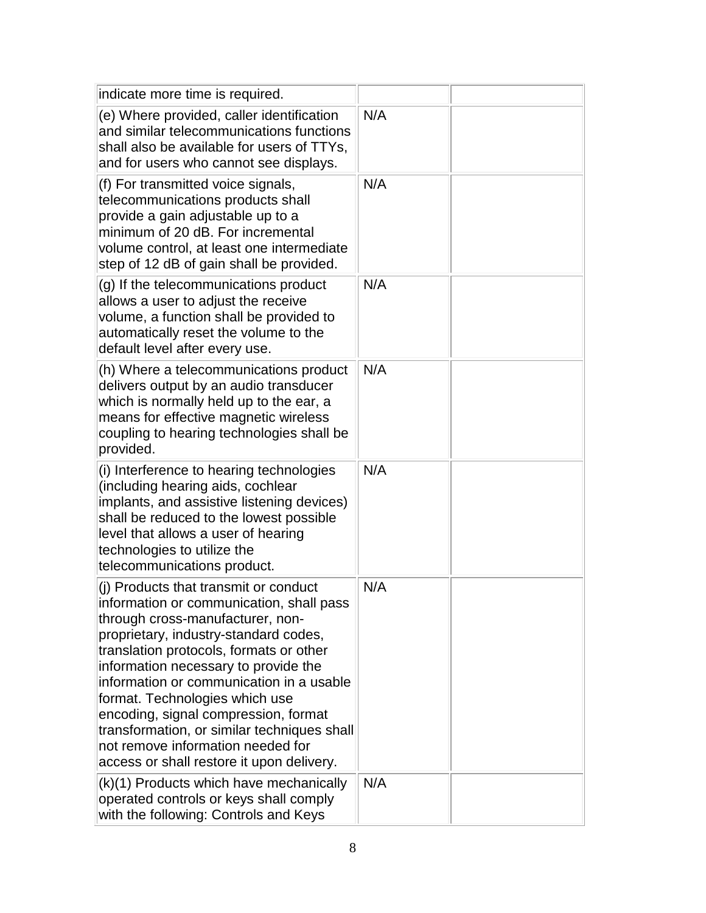| | | |
|---|---|---|
| indicate more time is required. | | |
| (e) Where provided, caller identification and similar telecommunications functions shall also be available for users of TTYs, and for users who cannot see displays. | N/A | |
| (f) For transmitted voice signals, telecommunications products shall provide a gain adjustable up to a minimum of 20 dB. For incremental volume control, at least one intermediate step of 12 dB of gain shall be provided. | N/A | |
| (g) If the telecommunications product allows a user to adjust the receive volume, a function shall be provided to automatically reset the volume to the default level after every use. | N/A | |
| (h) Where a telecommunications product delivers output by an audio transducer which is normally held up to the ear, a means for effective magnetic wireless coupling to hearing technologies shall be provided. | N/A | |
| (i) Interference to hearing technologies (including hearing aids, cochlear implants, and assistive listening devices) shall be reduced to the lowest possible level that allows a user of hearing technologies to utilize the telecommunications product. | N/A | |
| (j) Products that transmit or conduct information or communication, shall pass through cross-manufacturer, non-proprietary, industry-standard codes, translation protocols, formats or other information necessary to provide the information or communication in a usable format. Technologies which use encoding, signal compression, format transformation, or similar techniques shall not remove information needed for access or shall restore it upon delivery. | N/A | |
| (k)(1) Products which have mechanically operated controls or keys shall comply with the following: Controls and Keys | N/A | |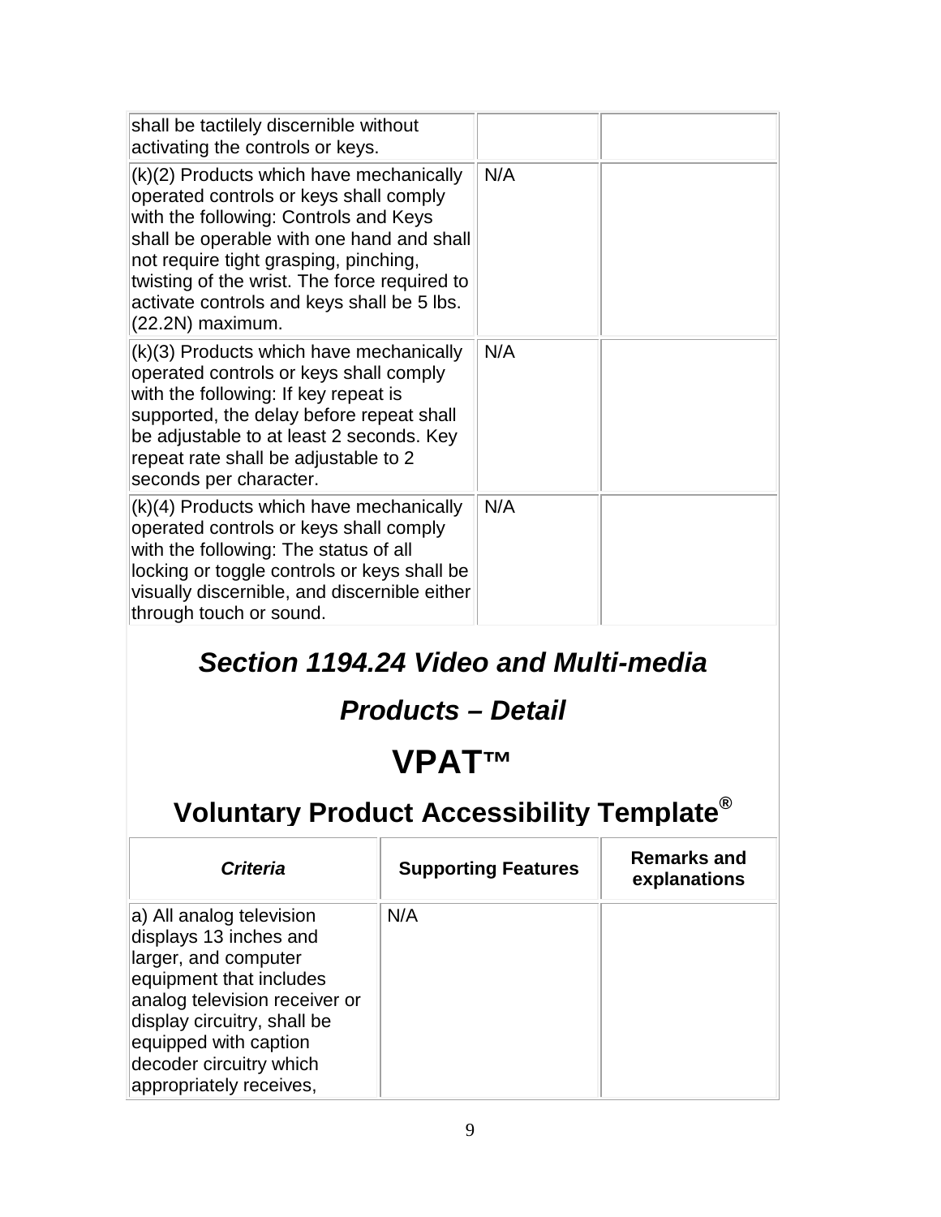| | | |
|---|---|---|
| shall be tactilely discernible without activating the controls or keys. | | |
| (k)(2) Products which have mechanically operated controls or keys shall comply with the following: Controls and Keys shall be operable with one hand and shall not require tight grasping, pinching, twisting of the wrist. The force required to activate controls and keys shall be 5 lbs. (22.2N) maximum. | N/A | |
| (k)(3) Products which have mechanically operated controls or keys shall comply with the following: If key repeat is supported, the delay before repeat shall be adjustable to at least 2 seconds. Key repeat rate shall be adjustable to 2 seconds per character. | N/A | |
| (k)(4) Products which have mechanically operated controls or keys shall comply with the following: The status of all locking or toggle controls or keys shall be visually discernible, and discernible either through touch or sound. | N/A | |

## *Section 1194.24 Video and Multi-media Products – Detail*

# VPAT™

## Voluntary Product Accessibility Template®

| *Criteria* | Supporting Features | Remarks and explanations |
|---|---|---|
| a) All analog television displays 13 inches and larger, and computer equipment that includes analog television receiver or display circuitry, shall be equipped with caption decoder circuitry which appropriately receives, | N/A | |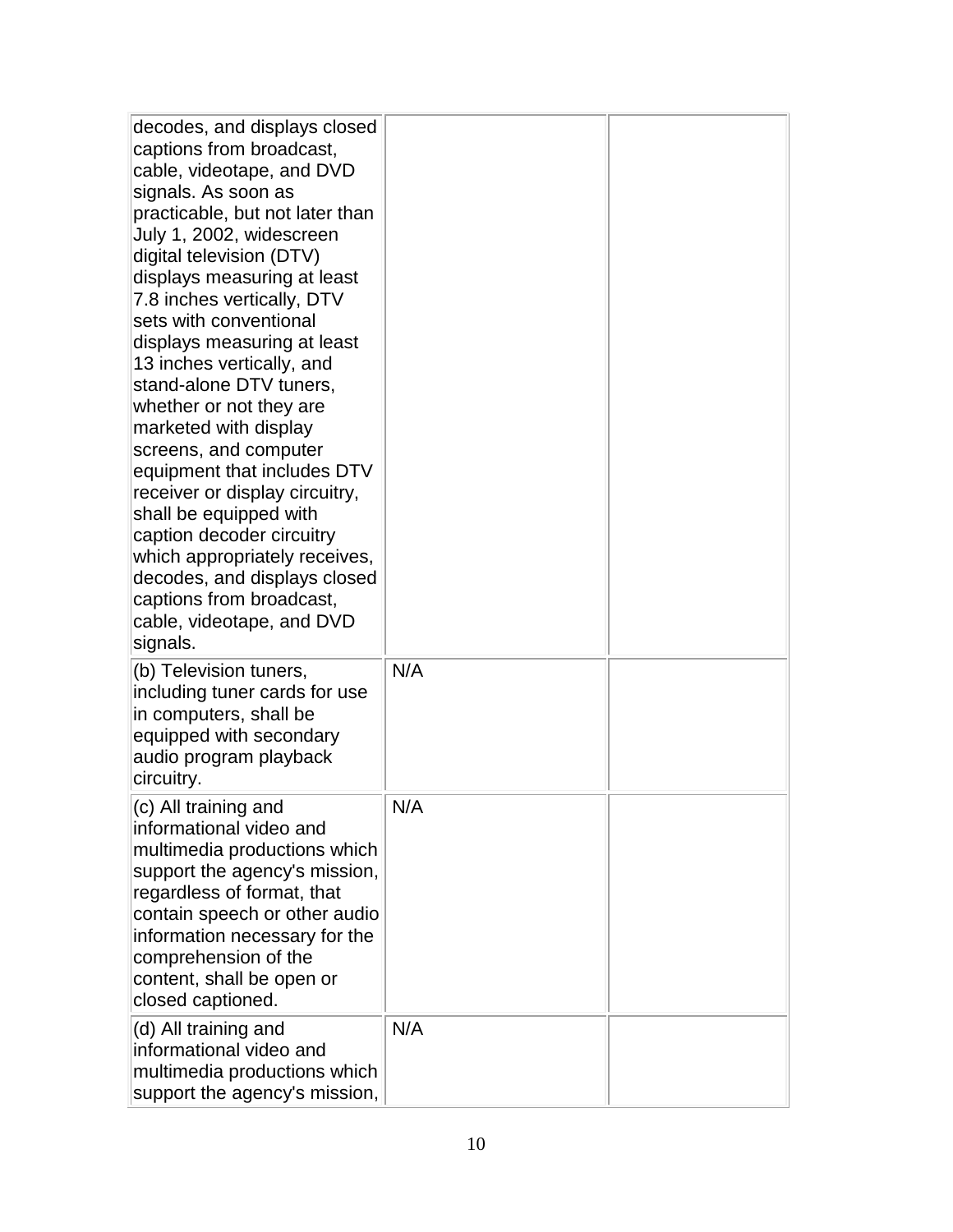| | | |
|---|---|---|
| decodes, and displays closed captions from broadcast, cable, videotape, and DVD signals. As soon as practicable, but not later than July 1, 2002, widescreen digital television (DTV) displays measuring at least 7.8 inches vertically, DTV sets with conventional displays measuring at least 13 inches vertically, and stand-alone DTV tuners, whether or not they are marketed with display screens, and computer equipment that includes DTV receiver or display circuitry, shall be equipped with caption decoder circuitry which appropriately receives, decodes, and displays closed captions from broadcast, cable, videotape, and DVD signals. | | |
| (b) Television tuners, including tuner cards for use in computers, shall be equipped with secondary audio program playback circuitry. | N/A | |
| (c) All training and informational video and multimedia productions which support the agency's mission, regardless of format, that contain speech or other audio information necessary for the comprehension of the content, shall be open or closed captioned. | N/A | |
| (d) All training and informational video and multimedia productions which support the agency's mission, | N/A | |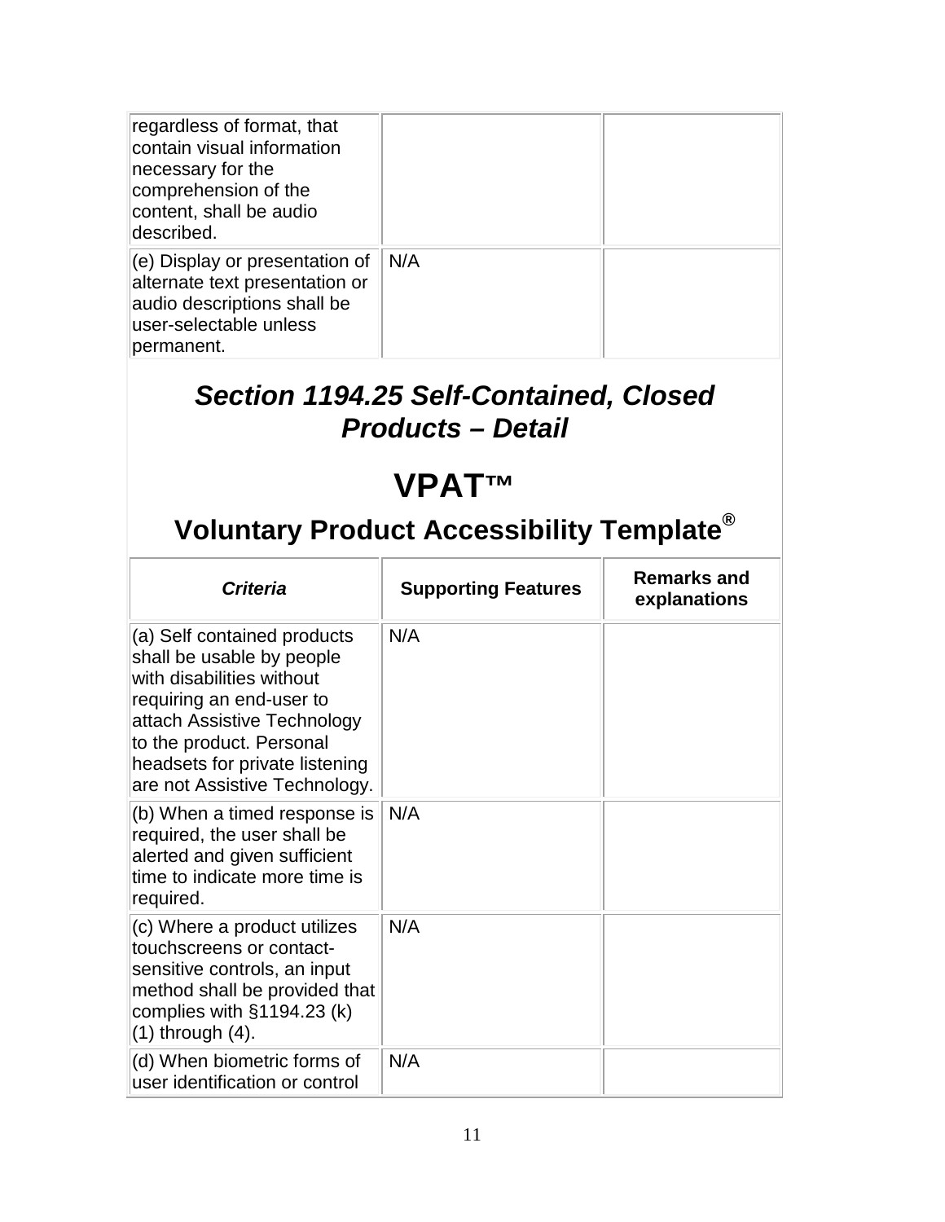| | | |
|---|---|---|
| regardless of format, that contain visual information necessary for the comprehension of the content, shall be audio described. | | |
| (e) Display or presentation of alternate text presentation or audio descriptions shall be user-selectable unless permanent. | N/A | |

## *Section 1194.25 Self-Contained, Closed Products – Detail*

# VPAT™

## Voluntary Product Accessibility Template®

| *Criteria* | Supporting Features | Remarks and explanations |
|---|---|---|
| (a) Self contained products shall be usable by people with disabilities without requiring an end-user to attach Assistive Technology to the product. Personal headsets for private listening are not Assistive Technology. | N/A | |
| (b) When a timed response is required, the user shall be alerted and given sufficient time to indicate more time is required. | N/A | |
| (c) Where a product utilizes touchscreens or contact-sensitive controls, an input method shall be provided that complies with §1194.23 (k) (1) through (4). | N/A | |
| (d) When biometric forms of user identification or control | N/A | |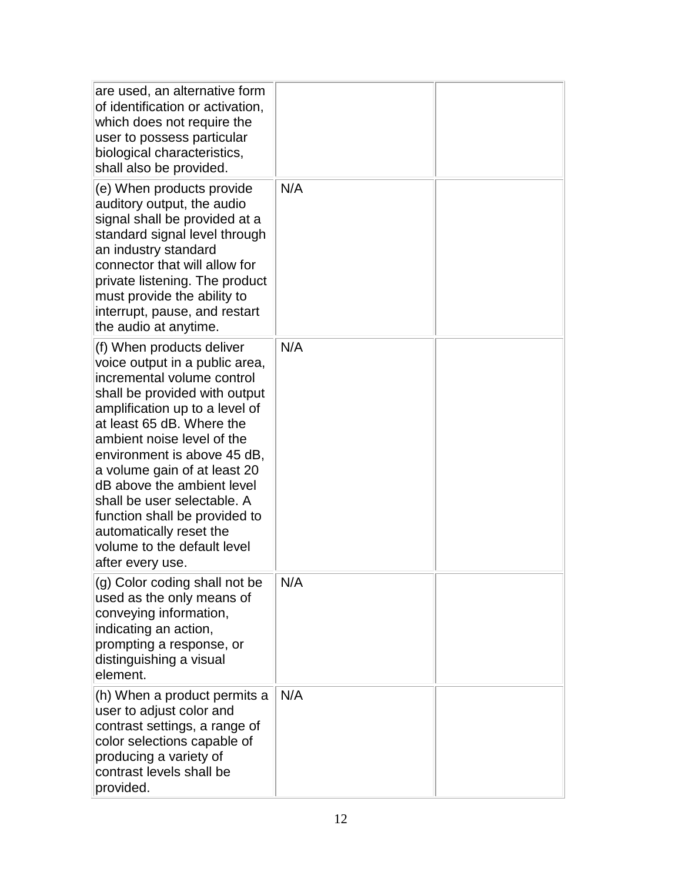| | | |
|---|---|---|
| are used, an alternative form of identification or activation, which does not require the user to possess particular biological characteristics, shall also be provided. | | |
| (e) When products provide auditory output, the audio signal shall be provided at a standard signal level through an industry standard connector that will allow for private listening. The product must provide the ability to interrupt, pause, and restart the audio at anytime. | N/A | |
| (f) When products deliver voice output in a public area, incremental volume control shall be provided with output amplification up to a level of at least 65 dB. Where the ambient noise level of the environment is above 45 dB, a volume gain of at least 20 dB above the ambient level shall be user selectable. A function shall be provided to automatically reset the volume to the default level after every use. | N/A | |
| (g) Color coding shall not be used as the only means of conveying information, indicating an action, prompting a response, or distinguishing a visual element. | N/A | |
| (h) When a product permits a user to adjust color and contrast settings, a range of color selections capable of producing a variety of contrast levels shall be provided. | N/A | |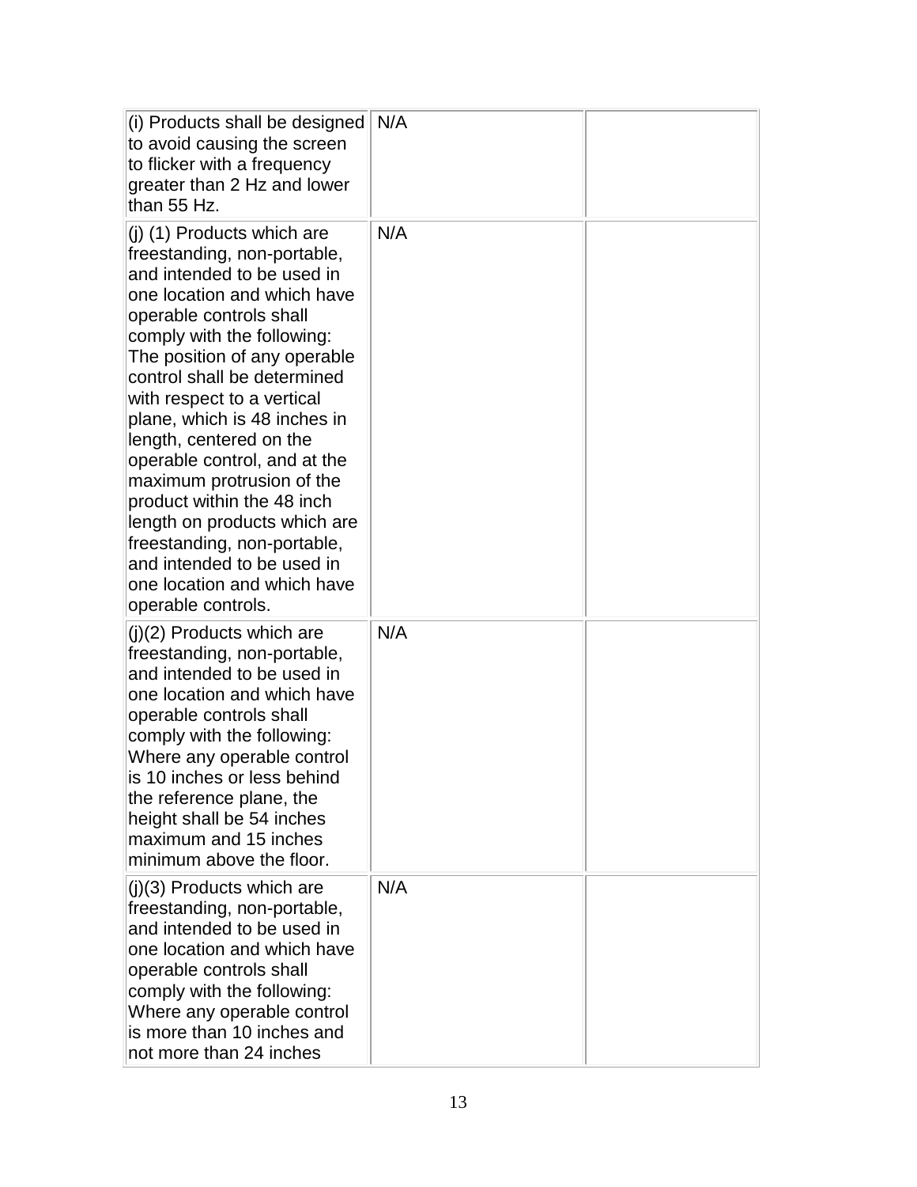| | | |
|---|---|---|
| (i) Products shall be designed to avoid causing the screen to flicker with a frequency greater than 2 Hz and lower than 55 Hz. | N/A | |
| (j) (1) Products which are freestanding, non-portable, and intended to be used in one location and which have operable controls shall comply with the following: The position of any operable control shall be determined with respect to a vertical plane, which is 48 inches in length, centered on the operable control, and at the maximum protrusion of the product within the 48 inch length on products which are freestanding, non-portable, and intended to be used in one location and which have operable controls. | N/A | |
| (j)(2) Products which are freestanding, non-portable, and intended to be used in one location and which have operable controls shall comply with the following: Where any operable control is 10 inches or less behind the reference plane, the height shall be 54 inches maximum and 15 inches minimum above the floor. | N/A | |
| (j)(3) Products which are freestanding, non-portable, and intended to be used in one location and which have operable controls shall comply with the following: Where any operable control is more than 10 inches and not more than 24 inches | N/A | |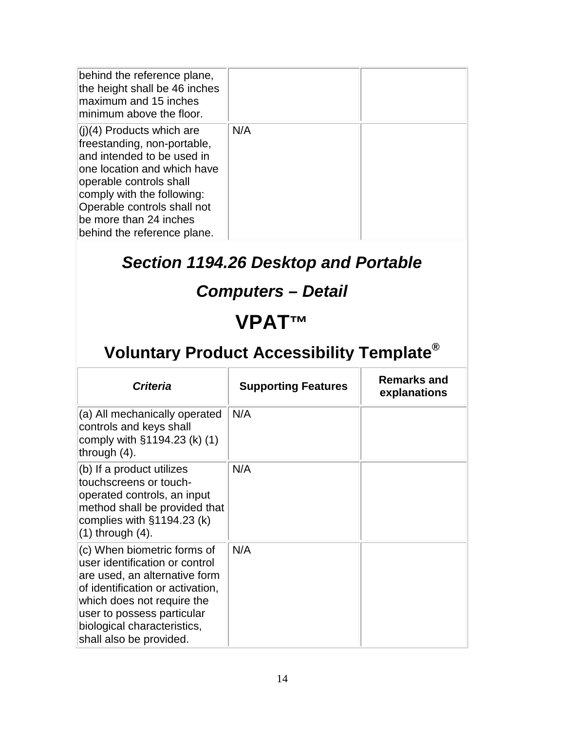| | | |
|---|---|---|
| behind the reference plane, the height shall be 46 inches maximum and 15 inches minimum above the floor. | | |
| (j)(4) Products which are freestanding, non-portable, and intended to be used in one location and which have operable controls shall comply with the following: Operable controls shall not be more than 24 inches behind the reference plane. | N/A | |

## *Section 1194.26 Desktop and Portable Computers – Detail*

# VPAT™

## Voluntary Product Accessibility Template®

| *Criteria* | Supporting Features | Remarks and explanations |
|---|---|---|
| (a) All mechanically operated controls and keys shall comply with §1194.23 (k) (1) through (4). | N/A | |
| (b) If a product utilizes touchscreens or touch-operated controls, an input method shall be provided that complies with §1194.23 (k) (1) through (4). | N/A | |
| (c) When biometric forms of user identification or control are used, an alternative form of identification or activation, which does not require the user to possess particular biological characteristics, shall also be provided. | N/A | |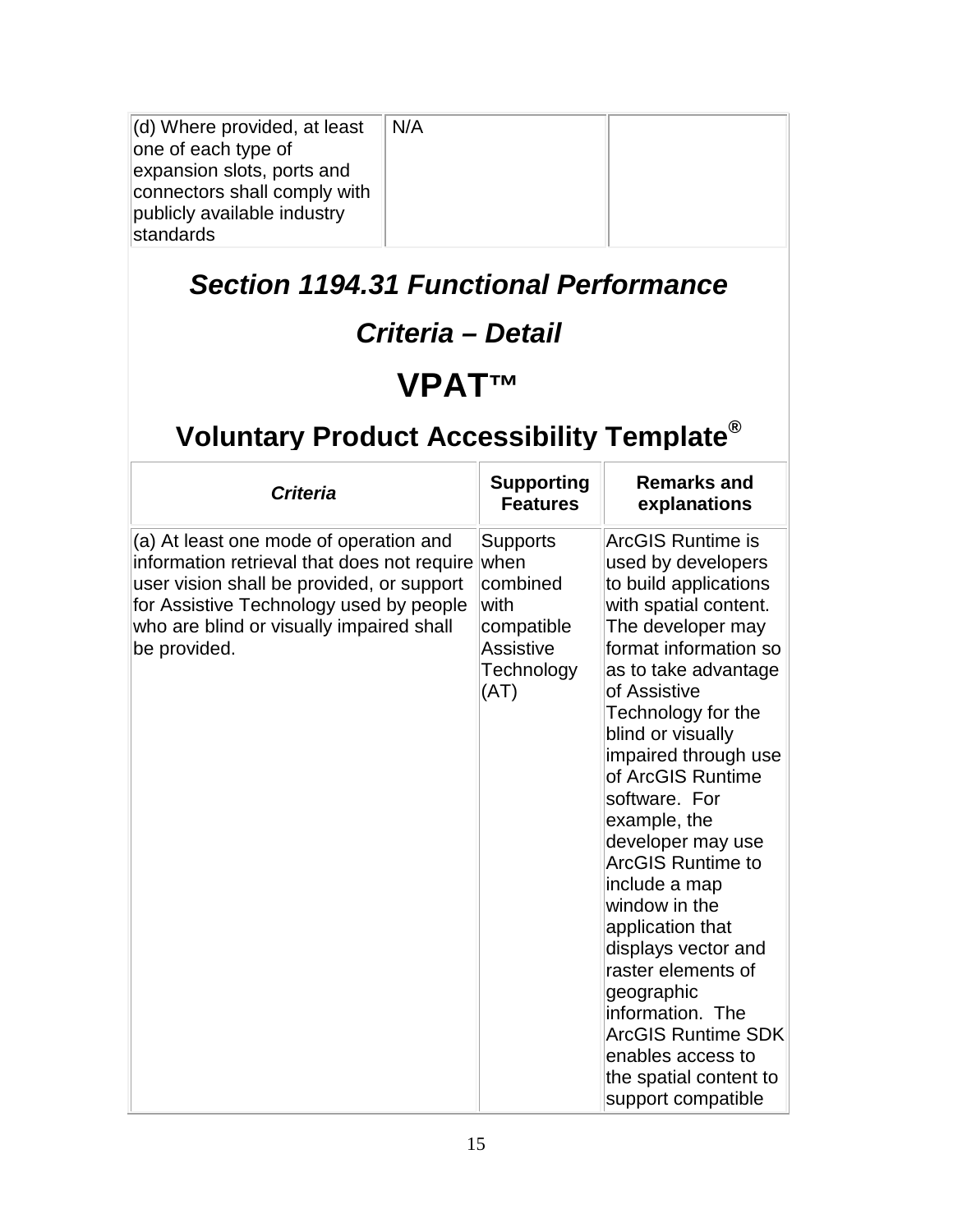| (d) Where provided, at least one of each type of expansion slots, ports and connectors shall comply with publicly available industry standards | N/A | |
|---|---|---|

## *Section 1194.31 Functional Performance Criteria – Detail*

# VPAT™

## Voluntary Product Accessibility Template®

| *Criteria* | Supporting Features | Remarks and explanations |
|---|---|---|
| (a) At least one mode of operation and information retrieval that does not require user vision shall be provided, or support for Assistive Technology used by people who are blind or visually impaired shall be provided. | Supports when combined with compatible Assistive Technology (AT) | ArcGIS Runtime is used by developers to build applications with spatial content. The developer may format information so as to take advantage of Assistive Technology for the blind or visually impaired through use of ArcGIS Runtime software. For example, the developer may use ArcGIS Runtime to include a map window in the application that displays vector and raster elements of geographic information. The ArcGIS Runtime SDK enables access to the spatial content to support compatible |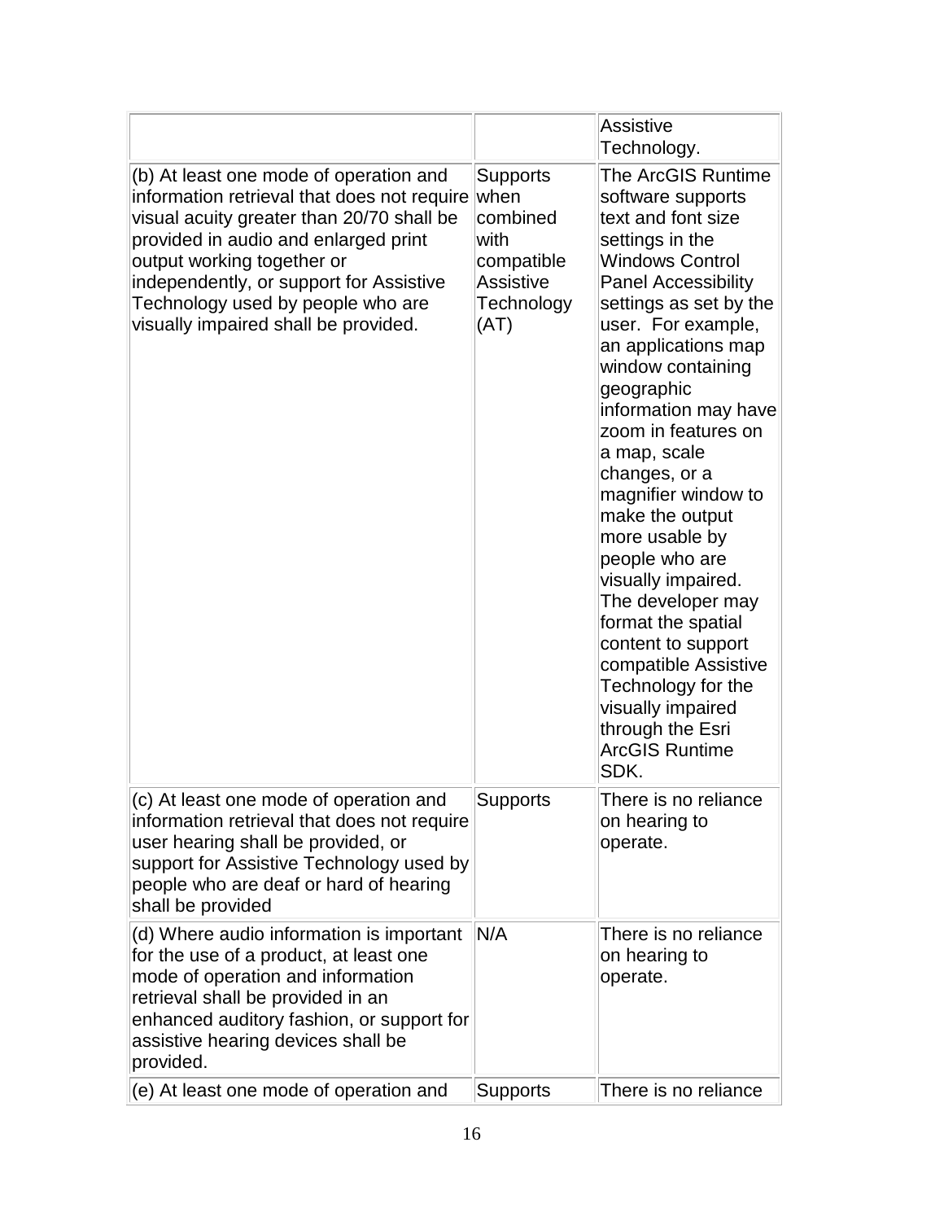| | | |
|---|---|---|
| | | Assistive Technology. |
| (b) At least one mode of operation and information retrieval that does not require visual acuity greater than 20/70 shall be provided in audio and enlarged print output working together or independently, or support for Assistive Technology used by people who are visually impaired shall be provided. | Supports when combined with compatible Assistive Technology (AT) | The ArcGIS Runtime software supports text and font size settings in the Windows Control Panel Accessibility settings as set by the user. For example, an applications map window containing geographic information may have zoom in features on a map, scale changes, or a magnifier window to make the output more usable by people who are visually impaired. The developer may format the spatial content to support compatible Assistive Technology for the visually impaired through the Esri ArcGIS Runtime SDK. |
| (c) At least one mode of operation and information retrieval that does not require user hearing shall be provided, or support for Assistive Technology used by people who are deaf or hard of hearing shall be provided | Supports | There is no reliance on hearing to operate. |
| (d) Where audio information is important for the use of a product, at least one mode of operation and information retrieval shall be provided in an enhanced auditory fashion, or support for assistive hearing devices shall be provided. | N/A | There is no reliance on hearing to operate. |
| (e) At least one mode of operation and | Supports | There is no reliance |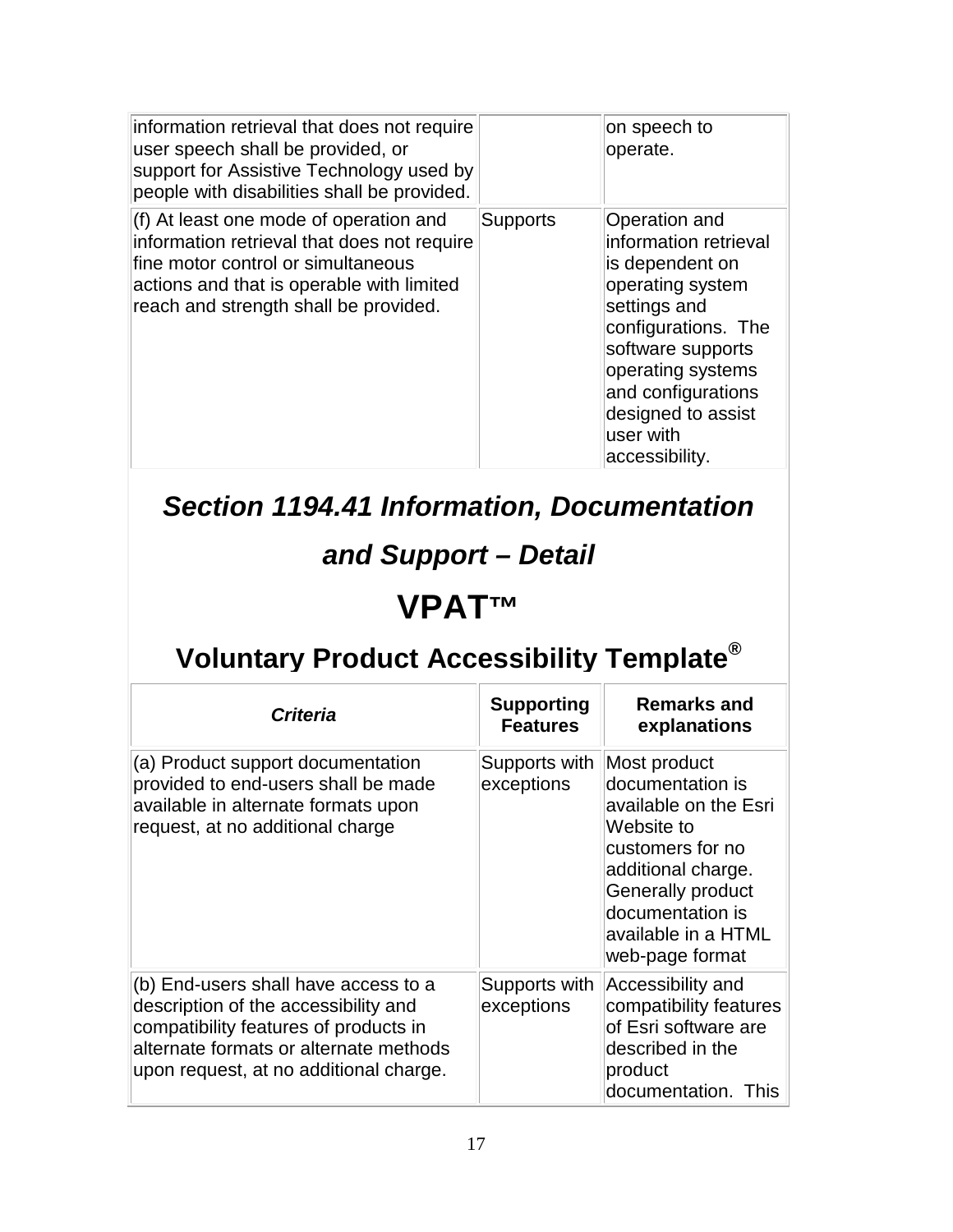| | | |
|---|---|---|
| information retrieval that does not require user speech shall be provided, or support for Assistive Technology used by people with disabilities shall be provided. | | on speech to operate. |
| (f) At least one mode of operation and information retrieval that does not require fine motor control or simultaneous actions and that is operable with limited reach and strength shall be provided. | Supports | Operation and information retrieval is dependent on operating system settings and configurations. The software supports operating systems and configurations designed to assist user with accessibility. |

## *Section 1194.41 Information, Documentation and Support – Detail*

# VPAT™

## Voluntary Product Accessibility Template®

| *Criteria* | Supporting Features | Remarks and explanations |
|---|---|---|
| (a) Product support documentation provided to end-users shall be made available in alternate formats upon request, at no additional charge | Supports with exceptions | Most product documentation is available on the Esri Website to customers for no additional charge. Generally product documentation is available in a HTML web-page format |
| (b) End-users shall have access to a description of the accessibility and compatibility features of products in alternate formats or alternate methods upon request, at no additional charge. | Supports with exceptions | Accessibility and compatibility features of Esri software are described in the product documentation. This |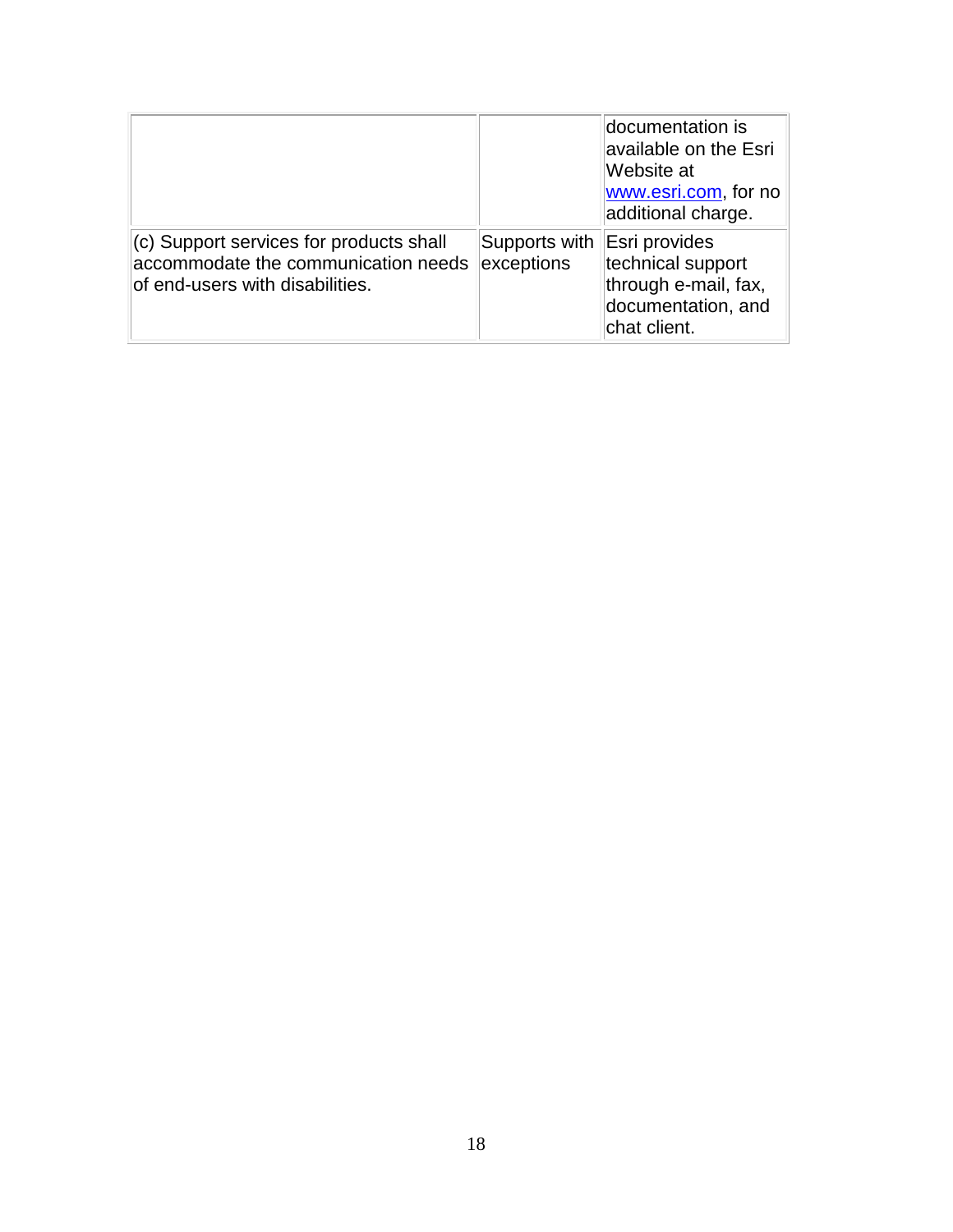| | | |
|---|---|---|
| | | documentation is available on the Esri Website at www.esri.com, for no additional charge. |
| (c) Support services for products shall accommodate the communication needs of end-users with disabilities. | Supports with exceptions | Esri provides technical support through e-mail, fax, documentation, and chat client. |